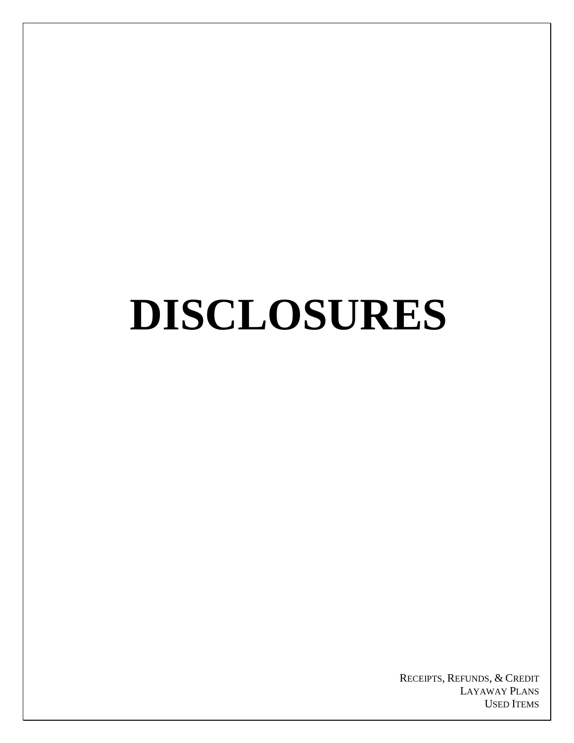# DISCLOSURES

Receipts, Refunds, & Credit
Layaway Plans
Used Items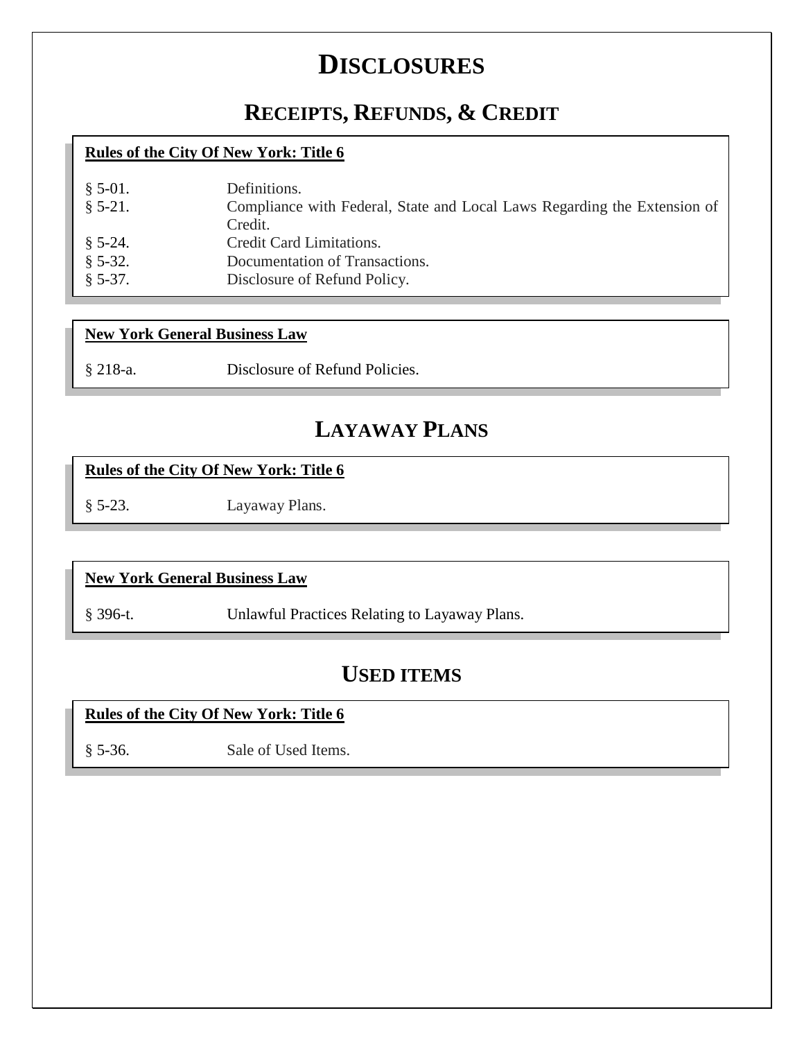# DISCLOSURES

## RECEIPTS, REFUNDS, & CREDIT

**Rules of the City Of New York: Title 6**

| | |
|---|---|
| § 5-01. | Definitions. |
| § 5-21. | Compliance with Federal, State and Local Laws Regarding the Extension of Credit. |
| § 5-24. | Credit Card Limitations. |
| § 5-32. | Documentation of Transactions. |
| § 5-37. | Disclosure of Refund Policy. |

**New York General Business Law**

| | |
|---|---|
| § 218-a. | Disclosure of Refund Policies. |

## LAYAWAY PLANS

**Rules of the City Of New York: Title 6**

| | |
|---|---|
| § 5-23. | Layaway Plans. |

**New York General Business Law**

| | |
|---|---|
| § 396-t. | Unlawful Practices Relating to Layaway Plans. |

## USED ITEMS

**Rules of the City Of New York: Title 6**

| | |
|---|---|
| § 5-36. | Sale of Used Items. |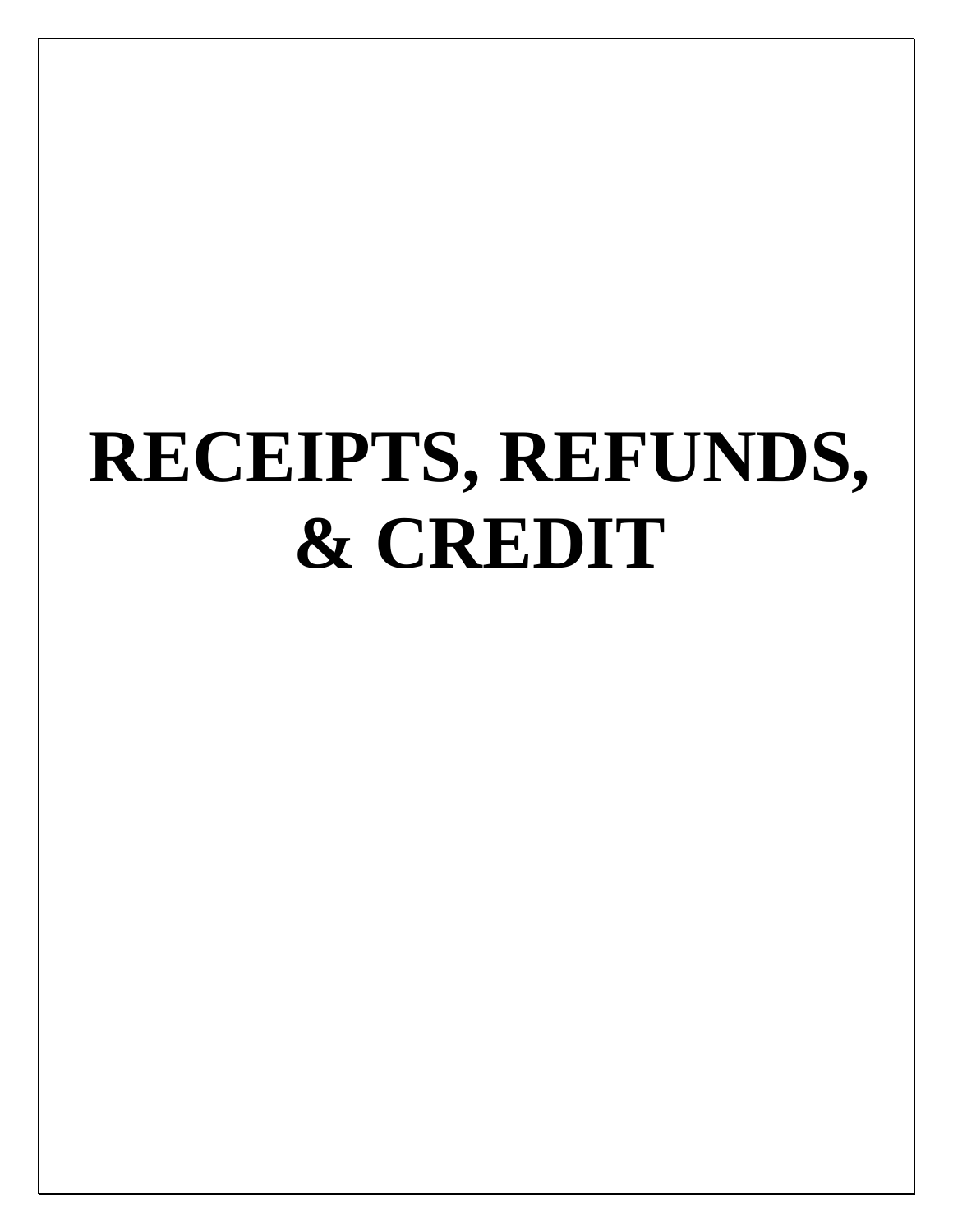# RECEIPTS, REFUNDS, & CREDIT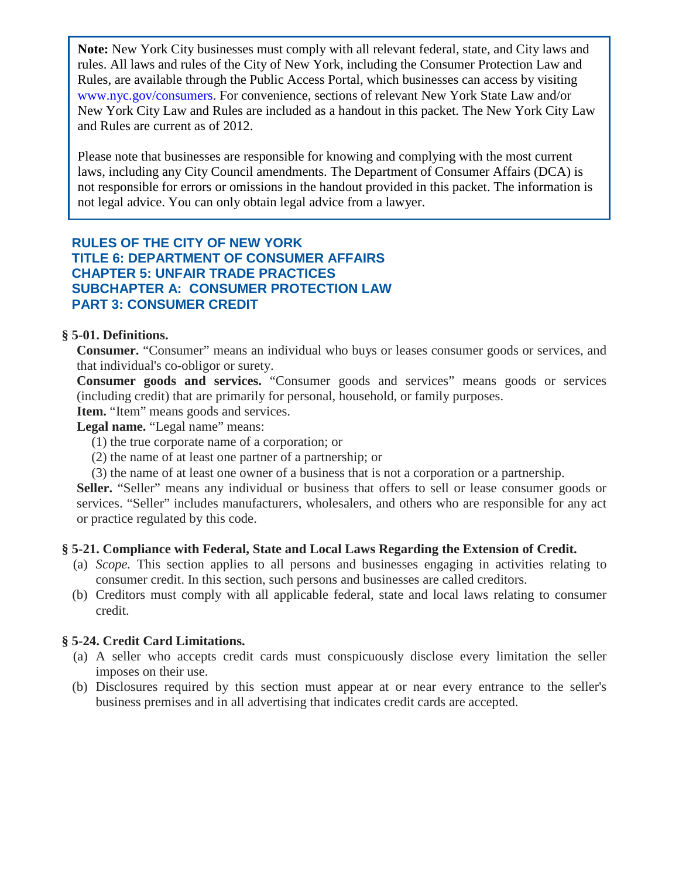> **Note:** New York City businesses must comply with all relevant federal, state, and City laws and rules. All laws and rules of the City of New York, including the Consumer Protection Law and Rules, are available through the Public Access Portal, which businesses can access by visiting www.nyc.gov/consumers. For convenience, sections of relevant New York State Law and/or New York City Law and Rules are included as a handout in this packet. The New York City Law and Rules are current as of 2012.
>
> Please note that businesses are responsible for knowing and complying with the most current laws, including any City Council amendments. The Department of Consumer Affairs (DCA) is not responsible for errors or omissions in the handout provided in this packet. The information is not legal advice. You can only obtain legal advice from a lawyer.

## RULES OF THE CITY OF NEW YORK
## TITLE 6: DEPARTMENT OF CONSUMER AFFAIRS
## CHAPTER 5: UNFAIR TRADE PRACTICES
## SUBCHAPTER A: CONSUMER PROTECTION LAW
## PART 3: CONSUMER CREDIT

### § 5-01. Definitions.

**Consumer.** "Consumer" means an individual who buys or leases consumer goods or services, and that individual's co-obligor or surety.

**Consumer goods and services.** "Consumer goods and services" means goods or services (including credit) that are primarily for personal, household, or family purposes.

**Item.** "Item" means goods and services.

**Legal name.** "Legal name" means:

(1) the true corporate name of a corporation; or

(2) the name of at least one partner of a partnership; or

(3) the name of at least one owner of a business that is not a corporation or a partnership.

**Seller.** "Seller" means any individual or business that offers to sell or lease consumer goods or services. "Seller" includes manufacturers, wholesalers, and others who are responsible for any act or practice regulated by this code.

### § 5-21. Compliance with Federal, State and Local Laws Regarding the Extension of Credit.

(a) *Scope.* This section applies to all persons and businesses engaging in activities relating to consumer credit. In this section, such persons and businesses are called creditors.

(b) Creditors must comply with all applicable federal, state and local laws relating to consumer credit.

### § 5-24. Credit Card Limitations.

(a) A seller who accepts credit cards must conspicuously disclose every limitation the seller imposes on their use.

(b) Disclosures required by this section must appear at or near every entrance to the seller's business premises and in all advertising that indicates credit cards are accepted.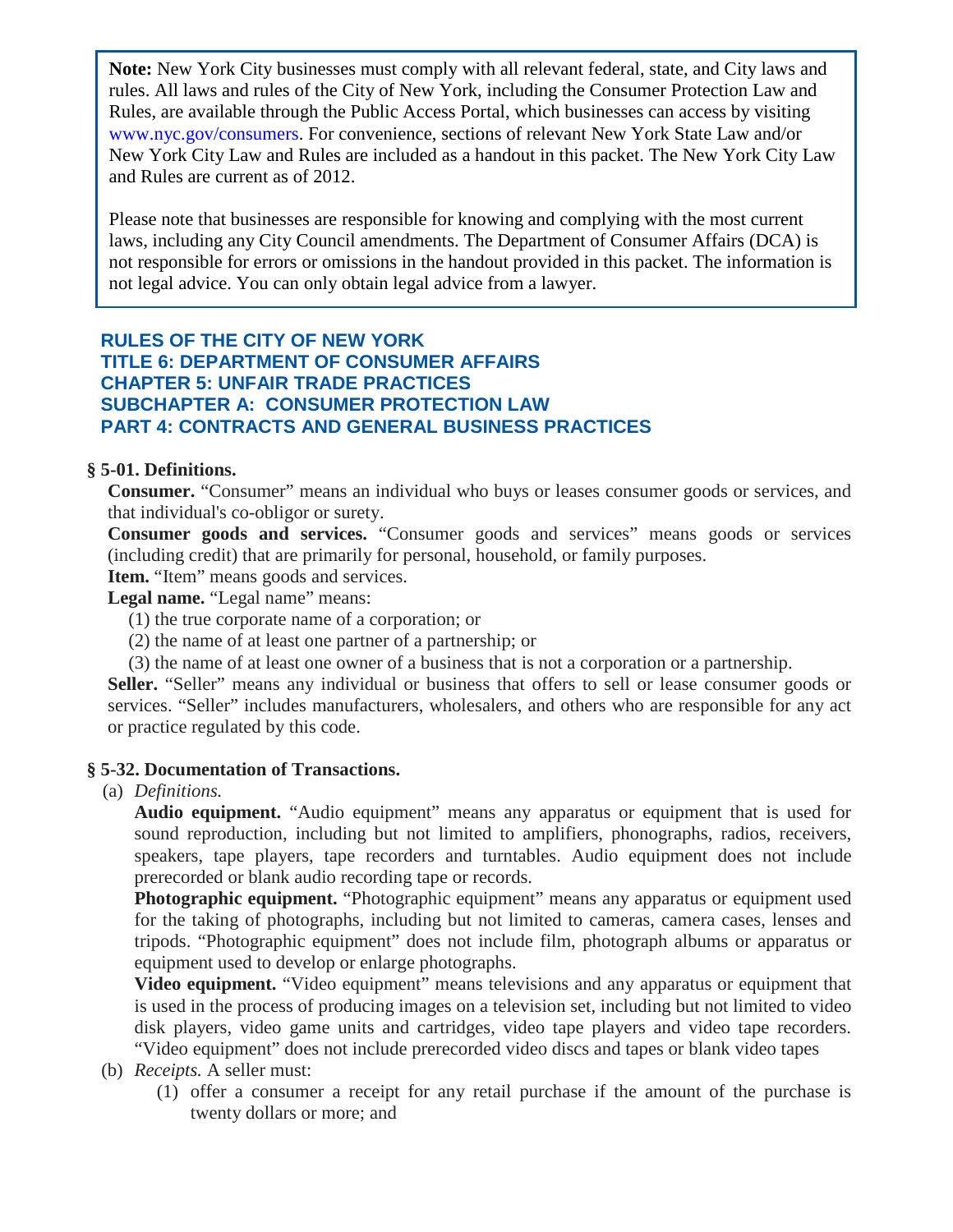**Note:** New York City businesses must comply with all relevant federal, state, and City laws and rules. All laws and rules of the City of New York, including the Consumer Protection Law and Rules, are available through the Public Access Portal, which businesses can access by visiting www.nyc.gov/consumers. For convenience, sections of relevant New York State Law and/or New York City Law and Rules are included as a handout in this packet. The New York City Law and Rules are current as of 2012.

Please note that businesses are responsible for knowing and complying with the most current laws, including any City Council amendments. The Department of Consumer Affairs (DCA) is not responsible for errors or omissions in the handout provided in this packet. The information is not legal advice. You can only obtain legal advice from a lawyer.

## RULES OF THE CITY OF NEW YORK
## TITLE 6: DEPARTMENT OF CONSUMER AFFAIRS
## CHAPTER 5: UNFAIR TRADE PRACTICES
## SUBCHAPTER A: CONSUMER PROTECTION LAW
## PART 4: CONTRACTS AND GENERAL BUSINESS PRACTICES

### § 5-01. Definitions.

**Consumer.** "Consumer" means an individual who buys or leases consumer goods or services, and that individual's co-obligor or surety.

**Consumer goods and services.** "Consumer goods and services" means goods or services (including credit) that are primarily for personal, household, or family purposes.

**Item.** "Item" means goods and services.

**Legal name.** "Legal name" means:

(1) the true corporate name of a corporation; or

(2) the name of at least one partner of a partnership; or

(3) the name of at least one owner of a business that is not a corporation or a partnership.

**Seller.** "Seller" means any individual or business that offers to sell or lease consumer goods or services. "Seller" includes manufacturers, wholesalers, and others who are responsible for any act or practice regulated by this code.

### § 5-32. Documentation of Transactions.

(a) *Definitions.*

**Audio equipment.** "Audio equipment" means any apparatus or equipment that is used for sound reproduction, including but not limited to amplifiers, phonographs, radios, receivers, speakers, tape players, tape recorders and turntables. Audio equipment does not include prerecorded or blank audio recording tape or records.

**Photographic equipment.** "Photographic equipment" means any apparatus or equipment used for the taking of photographs, including but not limited to cameras, camera cases, lenses and tripods. "Photographic equipment" does not include film, photograph albums or apparatus or equipment used to develop or enlarge photographs.

**Video equipment.** "Video equipment" means televisions and any apparatus or equipment that is used in the process of producing images on a television set, including but not limited to video disk players, video game units and cartridges, video tape players and video tape recorders. "Video equipment" does not include prerecorded video discs and tapes or blank video tapes

(b) *Receipts.* A seller must:

(1) offer a consumer a receipt for any retail purchase if the amount of the purchase is twenty dollars or more; and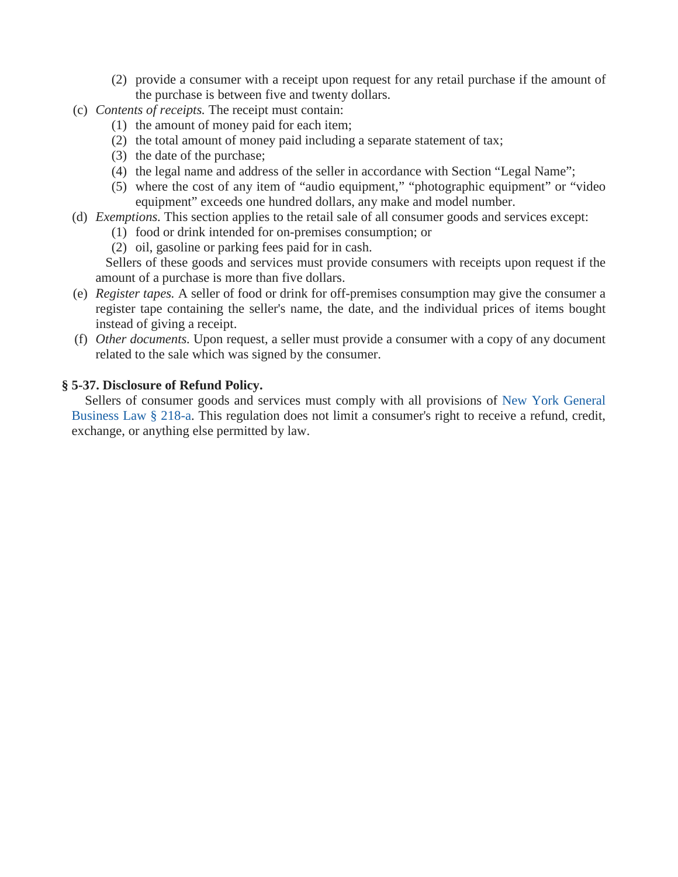(2) provide a consumer with a receipt upon request for any retail purchase if the amount of the purchase is between five and twenty dollars.

(c) *Contents of receipts.* The receipt must contain:

(1) the amount of money paid for each item;

(2) the total amount of money paid including a separate statement of tax;

(3) the date of the purchase;

(4) the legal name and address of the seller in accordance with Section "Legal Name";

(5) where the cost of any item of "audio equipment," "photographic equipment" or "video equipment" exceeds one hundred dollars, any make and model number.

(d) *Exemptions.* This section applies to the retail sale of all consumer goods and services except:

(1) food or drink intended for on-premises consumption; or

(2) oil, gasoline or parking fees paid for in cash.

Sellers of these goods and services must provide consumers with receipts upon request if the amount of a purchase is more than five dollars.

(e) *Register tapes.* A seller of food or drink for off-premises consumption may give the consumer a register tape containing the seller's name, the date, and the individual prices of items bought instead of giving a receipt.

(f) *Other documents.* Upon request, a seller must provide a consumer with a copy of any document related to the sale which was signed by the consumer.

**§ 5-37. Disclosure of Refund Policy.**

Sellers of consumer goods and services must comply with all provisions of New York General Business Law § 218-a. This regulation does not limit a consumer's right to receive a refund, credit, exchange, or anything else permitted by law.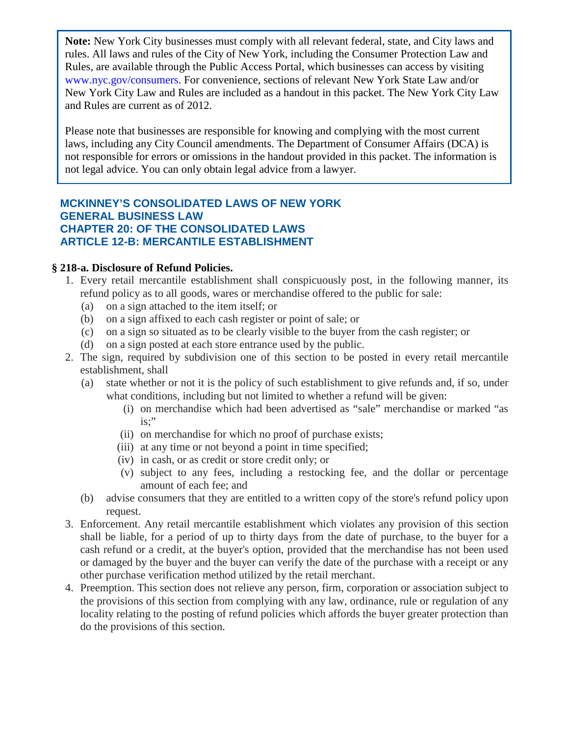**Note:** New York City businesses must comply with all relevant federal, state, and City laws and rules. All laws and rules of the City of New York, including the Consumer Protection Law and Rules, are available through the Public Access Portal, which businesses can access by visiting www.nyc.gov/consumers. For convenience, sections of relevant New York State Law and/or New York City Law and Rules are included as a handout in this packet. The New York City Law and Rules are current as of 2012.

Please note that businesses are responsible for knowing and complying with the most current laws, including any City Council amendments. The Department of Consumer Affairs (DCA) is not responsible for errors or omissions in the handout provided in this packet. The information is not legal advice. You can only obtain legal advice from a lawyer.

## MCKINNEY'S CONSOLIDATED LAWS OF NEW YORK
## GENERAL BUSINESS LAW
## CHAPTER 20: OF THE CONSOLIDATED LAWS
## ARTICLE 12-B: MERCANTILE ESTABLISHMENT

### § 218-a. Disclosure of Refund Policies.

1. Every retail mercantile establishment shall conspicuously post, in the following manner, its refund policy as to all goods, wares or merchandise offered to the public for sale:
   (a) on a sign attached to the item itself; or
   (b) on a sign affixed to each cash register or point of sale; or
   (c) on a sign so situated as to be clearly visible to the buyer from the cash register; or
   (d) on a sign posted at each store entrance used by the public.
2. The sign, required by subdivision one of this section to be posted in every retail mercantile establishment, shall
   (a) state whether or not it is the policy of such establishment to give refunds and, if so, under what conditions, including but not limited to whether a refund will be given:
      (i) on merchandise which had been advertised as "sale" merchandise or marked "as is;"
      (ii) on merchandise for which no proof of purchase exists;
      (iii) at any time or not beyond a point in time specified;
      (iv) in cash, or as credit or store credit only; or
      (v) subject to any fees, including a restocking fee, and the dollar or percentage amount of each fee; and
   (b) advise consumers that they are entitled to a written copy of the store's refund policy upon request.
3. Enforcement. Any retail mercantile establishment which violates any provision of this section shall be liable, for a period of up to thirty days from the date of purchase, to the buyer for a cash refund or a credit, at the buyer's option, provided that the merchandise has not been used or damaged by the buyer and the buyer can verify the date of the purchase with a receipt or any other purchase verification method utilized by the retail merchant.
4. Preemption. This section does not relieve any person, firm, corporation or association subject to the provisions of this section from complying with any law, ordinance, rule or regulation of any locality relating to the posting of refund policies which affords the buyer greater protection than do the provisions of this section.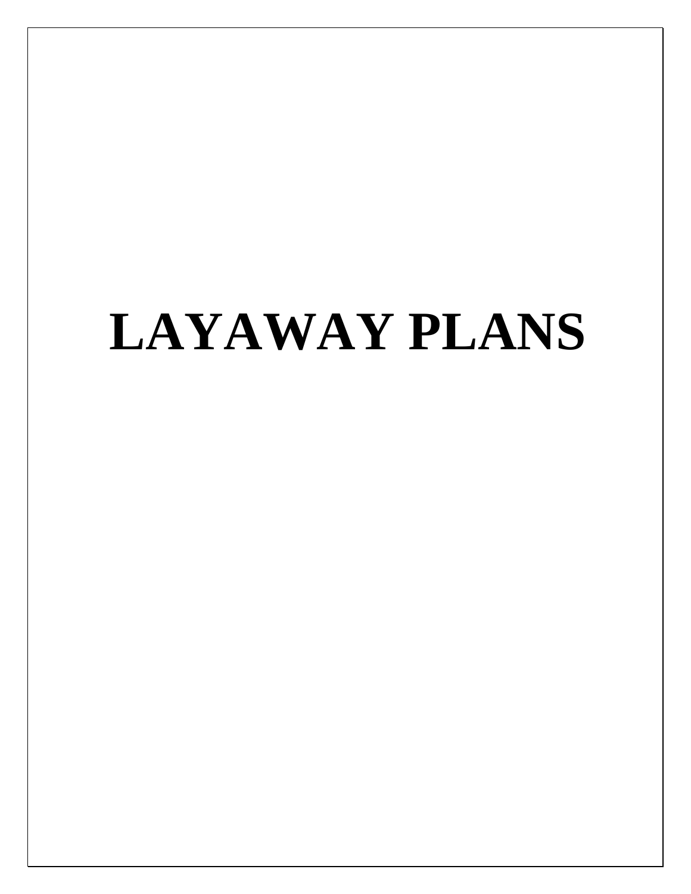# LAYAWAY PLANS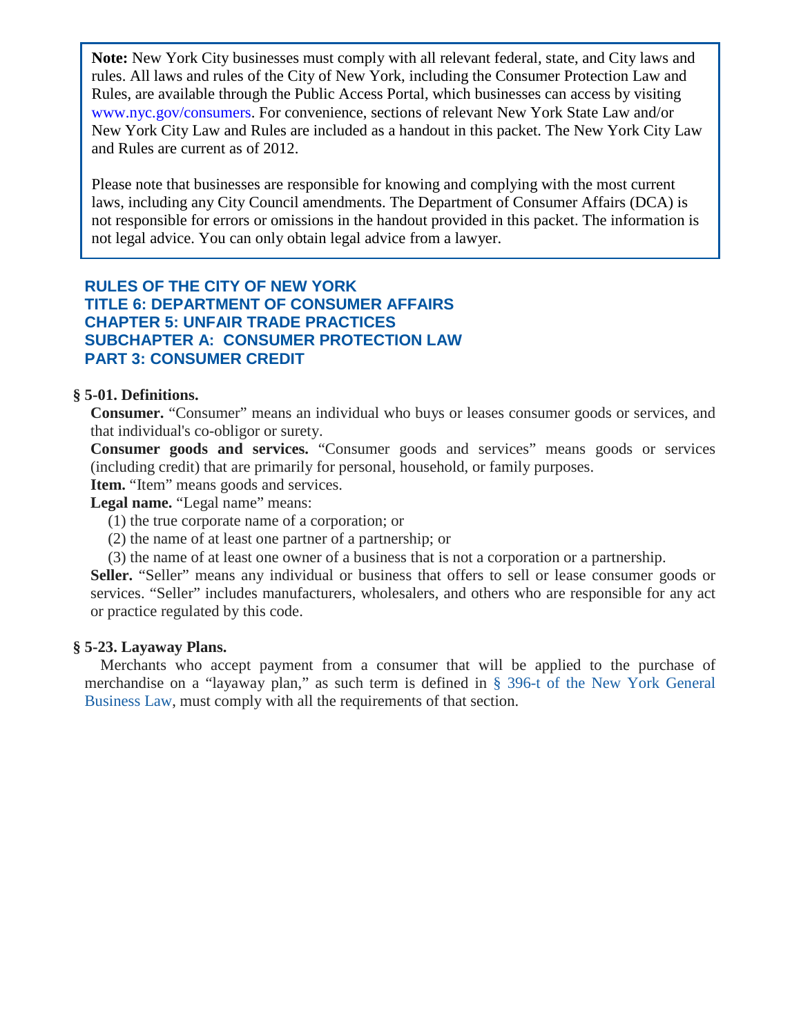> **Note:** New York City businesses must comply with all relevant federal, state, and City laws and rules. All laws and rules of the City of New York, including the Consumer Protection Law and Rules, are available through the Public Access Portal, which businesses can access by visiting www.nyc.gov/consumers. For convenience, sections of relevant New York State Law and/or New York City Law and Rules are included as a handout in this packet. The New York City Law and Rules are current as of 2012.
>
> Please note that businesses are responsible for knowing and complying with the most current laws, including any City Council amendments. The Department of Consumer Affairs (DCA) is not responsible for errors or omissions in the handout provided in this packet. The information is not legal advice. You can only obtain legal advice from a lawyer.

## RULES OF THE CITY OF NEW YORK
## TITLE 6: DEPARTMENT OF CONSUMER AFFAIRS
## CHAPTER 5: UNFAIR TRADE PRACTICES
## SUBCHAPTER A: CONSUMER PROTECTION LAW
## PART 3: CONSUMER CREDIT

**§ 5-01. Definitions.**

**Consumer.** "Consumer" means an individual who buys or leases consumer goods or services, and that individual's co-obligor or surety.

**Consumer goods and services.** "Consumer goods and services" means goods or services (including credit) that are primarily for personal, household, or family purposes.

**Item.** "Item" means goods and services.

**Legal name.** "Legal name" means:

(1) the true corporate name of a corporation; or

(2) the name of at least one partner of a partnership; or

(3) the name of at least one owner of a business that is not a corporation or a partnership.

**Seller.** "Seller" means any individual or business that offers to sell or lease consumer goods or services. "Seller" includes manufacturers, wholesalers, and others who are responsible for any act or practice regulated by this code.

**§ 5-23. Layaway Plans.**

Merchants who accept payment from a consumer that will be applied to the purchase of merchandise on a "layaway plan," as such term is defined in § 396-t of the New York General Business Law, must comply with all the requirements of that section.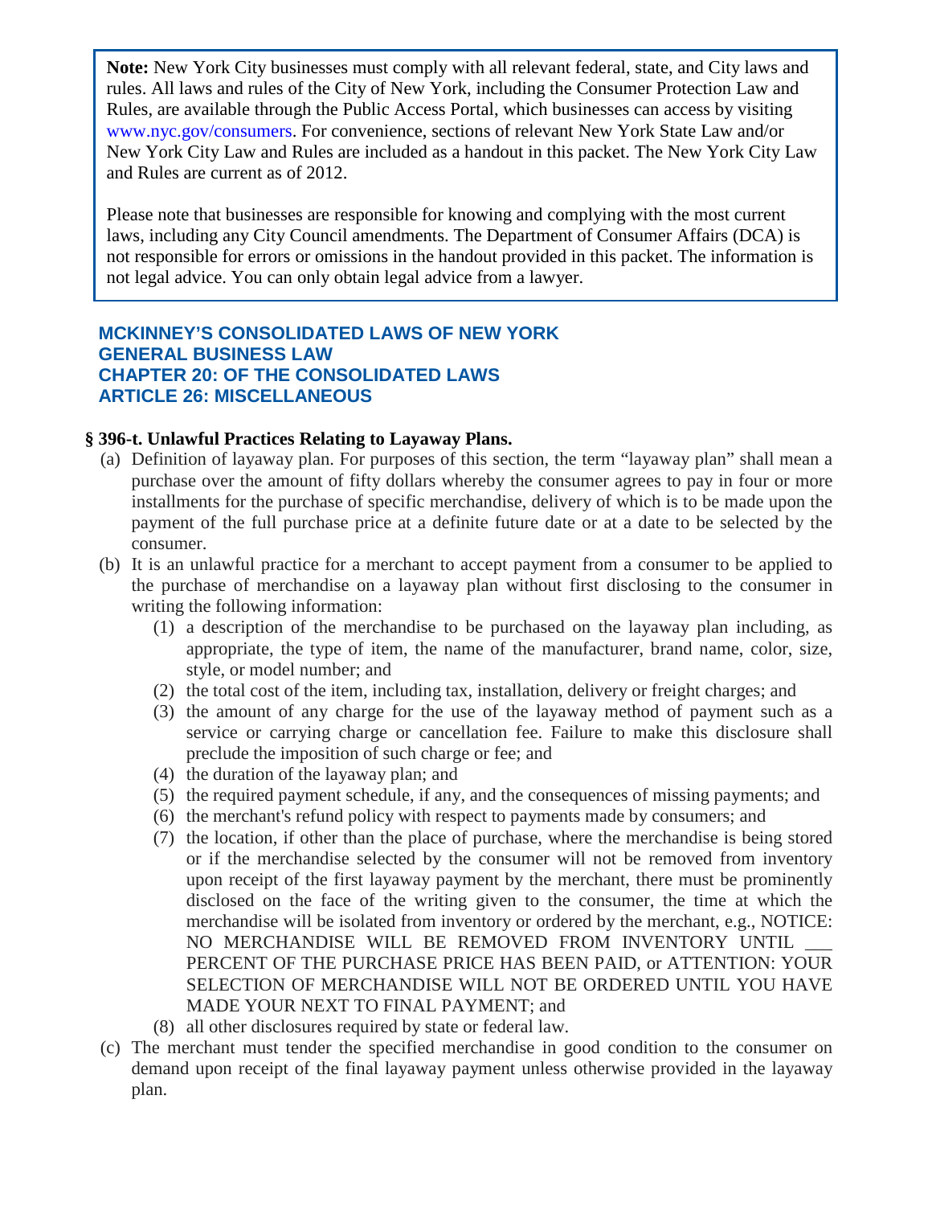**Note:** New York City businesses must comply with all relevant federal, state, and City laws and rules. All laws and rules of the City of New York, including the Consumer Protection Law and Rules, are available through the Public Access Portal, which businesses can access by visiting www.nyc.gov/consumers. For convenience, sections of relevant New York State Law and/or New York City Law and Rules are included as a handout in this packet. The New York City Law and Rules are current as of 2012.

Please note that businesses are responsible for knowing and complying with the most current laws, including any City Council amendments. The Department of Consumer Affairs (DCA) is not responsible for errors or omissions in the handout provided in this packet. The information is not legal advice. You can only obtain legal advice from a lawyer.

## MCKINNEY'S CONSOLIDATED LAWS OF NEW YORK
## GENERAL BUSINESS LAW
## CHAPTER 20: OF THE CONSOLIDATED LAWS
## ARTICLE 26: MISCELLANEOUS

### § 396-t. Unlawful Practices Relating to Layaway Plans.

(a) Definition of layaway plan. For purposes of this section, the term "layaway plan" shall mean a purchase over the amount of fifty dollars whereby the consumer agrees to pay in four or more installments for the purchase of specific merchandise, delivery of which is to be made upon the payment of the full purchase price at a definite future date or at a date to be selected by the consumer.

(b) It is an unlawful practice for a merchant to accept payment from a consumer to be applied to the purchase of merchandise on a layaway plan without first disclosing to the consumer in writing the following information:

(1) a description of the merchandise to be purchased on the layaway plan including, as appropriate, the type of item, the name of the manufacturer, brand name, color, size, style, or model number; and

(2) the total cost of the item, including tax, installation, delivery or freight charges; and

(3) the amount of any charge for the use of the layaway method of payment such as a service or carrying charge or cancellation fee. Failure to make this disclosure shall preclude the imposition of such charge or fee; and

(4) the duration of the layaway plan; and

(5) the required payment schedule, if any, and the consequences of missing payments; and

(6) the merchant's refund policy with respect to payments made by consumers; and

(7) the location, if other than the place of purchase, where the merchandise is being stored or if the merchandise selected by the consumer will not be removed from inventory upon receipt of the first layaway payment by the merchant, there must be prominently disclosed on the face of the writing given to the consumer, the time at which the merchandise will be isolated from inventory or ordered by the merchant, e.g., NOTICE: NO MERCHANDISE WILL BE REMOVED FROM INVENTORY UNTIL ___ PERCENT OF THE PURCHASE PRICE HAS BEEN PAID, or ATTENTION: YOUR SELECTION OF MERCHANDISE WILL NOT BE ORDERED UNTIL YOU HAVE MADE YOUR NEXT TO FINAL PAYMENT; and

(8) all other disclosures required by state or federal law.

(c) The merchant must tender the specified merchandise in good condition to the consumer on demand upon receipt of the final layaway payment unless otherwise provided in the layaway plan.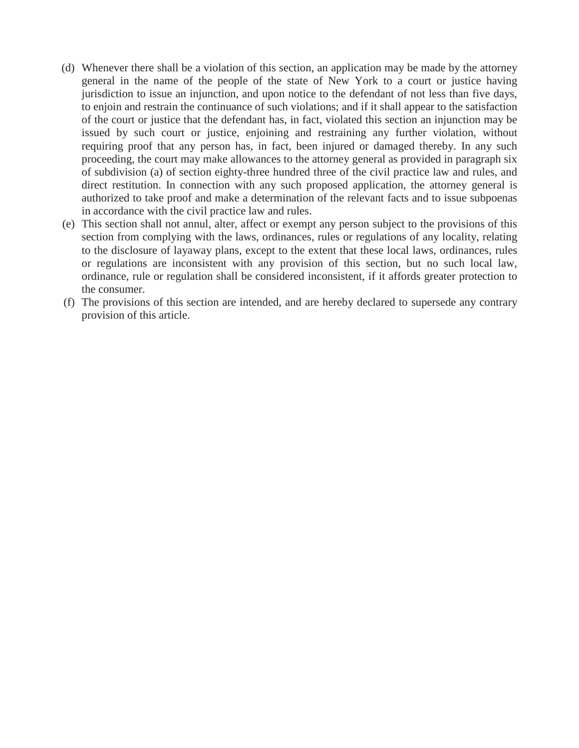(d) Whenever there shall be a violation of this section, an application may be made by the attorney general in the name of the people of the state of New York to a court or justice having jurisdiction to issue an injunction, and upon notice to the defendant of not less than five days, to enjoin and restrain the continuance of such violations; and if it shall appear to the satisfaction of the court or justice that the defendant has, in fact, violated this section an injunction may be issued by such court or justice, enjoining and restraining any further violation, without requiring proof that any person has, in fact, been injured or damaged thereby. In any such proceeding, the court may make allowances to the attorney general as provided in paragraph six of subdivision (a) of section eighty-three hundred three of the civil practice law and rules, and direct restitution. In connection with any such proposed application, the attorney general is authorized to take proof and make a determination of the relevant facts and to issue subpoenas in accordance with the civil practice law and rules.

(e) This section shall not annul, alter, affect or exempt any person subject to the provisions of this section from complying with the laws, ordinances, rules or regulations of any locality, relating to the disclosure of layaway plans, except to the extent that these local laws, ordinances, rules or regulations are inconsistent with any provision of this section, but no such local law, ordinance, rule or regulation shall be considered inconsistent, if it affords greater protection to the consumer.

(f) The provisions of this section are intended, and are hereby declared to supersede any contrary provision of this article.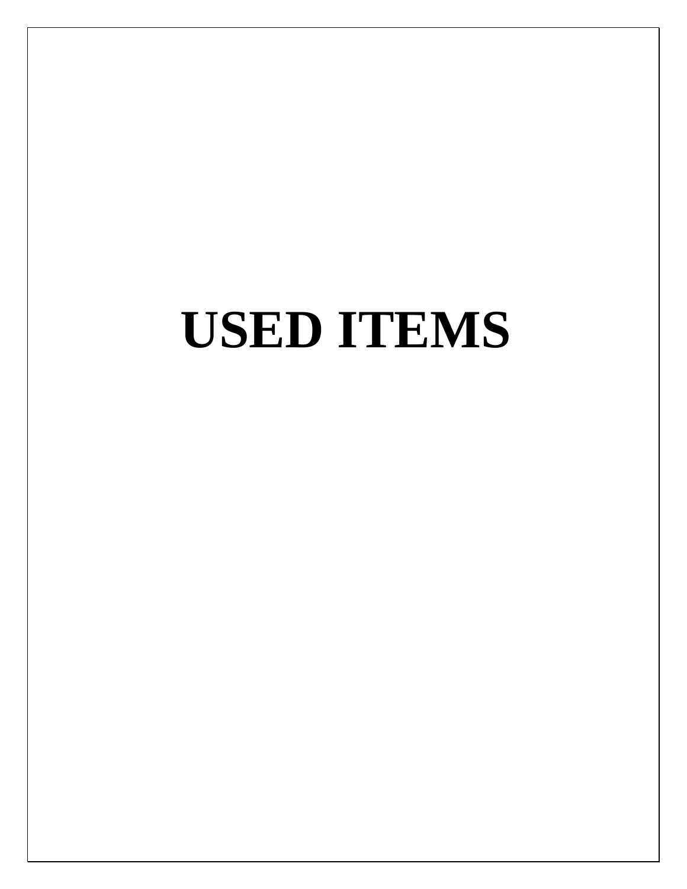# USED ITEMS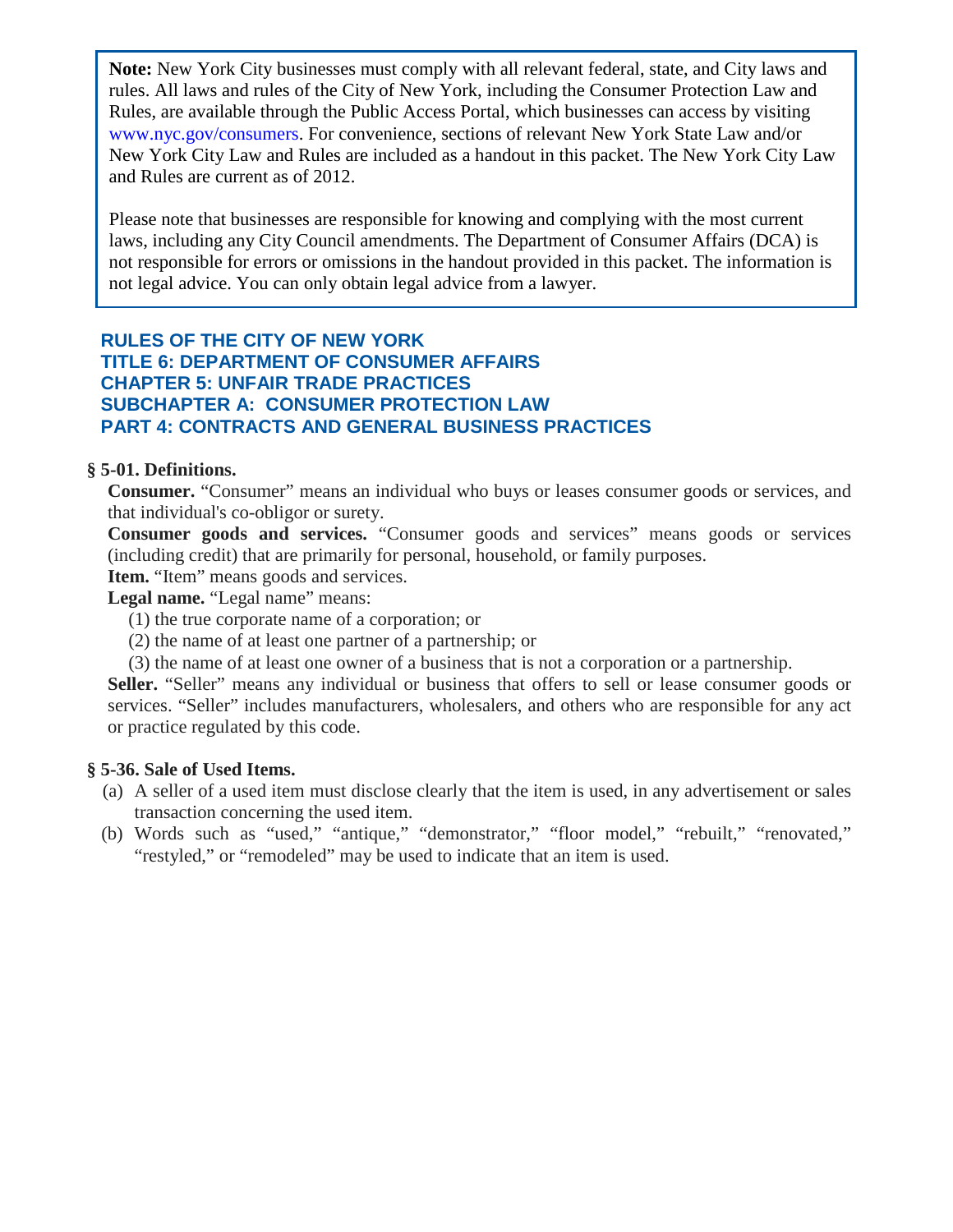**Note:** New York City businesses must comply with all relevant federal, state, and City laws and rules. All laws and rules of the City of New York, including the Consumer Protection Law and Rules, are available through the Public Access Portal, which businesses can access by visiting www.nyc.gov/consumers. For convenience, sections of relevant New York State Law and/or New York City Law and Rules are included as a handout in this packet. The New York City Law and Rules are current as of 2012.

Please note that businesses are responsible for knowing and complying with the most current laws, including any City Council amendments. The Department of Consumer Affairs (DCA) is not responsible for errors or omissions in the handout provided in this packet. The information is not legal advice. You can only obtain legal advice from a lawyer.

## RULES OF THE CITY OF NEW YORK
## TITLE 6: DEPARTMENT OF CONSUMER AFFAIRS
## CHAPTER 5: UNFAIR TRADE PRACTICES
## SUBCHAPTER A: CONSUMER PROTECTION LAW
## PART 4: CONTRACTS AND GENERAL BUSINESS PRACTICES

### § 5-01. Definitions.

**Consumer.** "Consumer" means an individual who buys or leases consumer goods or services, and that individual's co-obligor or surety.

**Consumer goods and services.** "Consumer goods and services" means goods or services (including credit) that are primarily for personal, household, or family purposes.

**Item.** "Item" means goods and services.

**Legal name.** "Legal name" means:

(1) the true corporate name of a corporation; or

(2) the name of at least one partner of a partnership; or

(3) the name of at least one owner of a business that is not a corporation or a partnership.

**Seller.** "Seller" means any individual or business that offers to sell or lease consumer goods or services. "Seller" includes manufacturers, wholesalers, and others who are responsible for any act or practice regulated by this code.

### § 5-36. Sale of Used Items.

(a) A seller of a used item must disclose clearly that the item is used, in any advertisement or sales transaction concerning the used item.

(b) Words such as "used," "antique," "demonstrator," "floor model," "rebuilt," "renovated," "restyled," or "remodeled" may be used to indicate that an item is used.